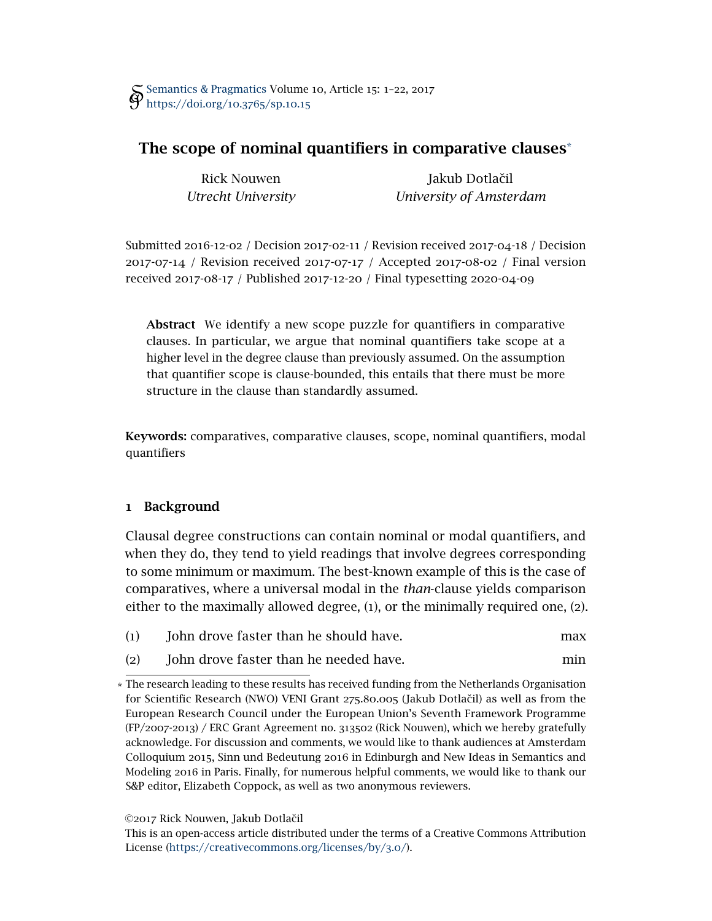Semantics & Pragmatics Volume 10, Article 15: 1–22, 2017
https://doi.org/10.3765/sp.10.15

# The scope of nominal quantifiers in comparative clauses*

Rick Nouwen
*Utrecht University*

Jakub Dotlačil
*University of Amsterdam*

Submitted 2016-12-02 / Decision 2017-02-11 / Revision received 2017-04-18 / Decision 2017-07-14 / Revision received 2017-07-17 / Accepted 2017-08-02 / Final version received 2017-08-17 / Published 2017-12-20 / Final typesetting 2020-04-09

**Abstract** We identify a new scope puzzle for quantifiers in comparative clauses. In particular, we argue that nominal quantifiers take scope at a higher level in the degree clause than previously assumed. On the assumption that quantifier scope is clause-bounded, this entails that there must be more structure in the clause than standardly assumed.

**Keywords:** comparatives, comparative clauses, scope, nominal quantifiers, modal quantifiers

## 1 Background

Clausal degree constructions can contain nominal or modal quantifiers, and when they do, they tend to yield readings that involve degrees corresponding to some minimum or maximum. The best-known example of this is the case of comparatives, where a universal modal in the *than*-clause yields comparison either to the maximally allowed degree, (1), or the minimally required one, (2).

(1) John drove faster than he should have. max

(2) John drove faster than he needed have. min

* The research leading to these results has received funding from the Netherlands Organisation for Scientific Research (NWO) VENI Grant 275.80.005 (Jakub Dotlačil) as well as from the European Research Council under the European Union's Seventh Framework Programme (FP/2007-2013) / ERC Grant Agreement no. 313502 (Rick Nouwen), which we hereby gratefully acknowledge. For discussion and comments, we would like to thank audiences at Amsterdam Colloquium 2015, Sinn und Bedeutung 2016 in Edinburgh and New Ideas in Semantics and Modeling 2016 in Paris. Finally, for numerous helpful comments, we would like to thank our S&P editor, Elizabeth Coppock, as well as two anonymous reviewers.

©2017 Rick Nouwen, Jakub Dotlačil
This is an open-access article distributed under the terms of a Creative Commons Attribution License (https://creativecommons.org/licenses/by/3.0/).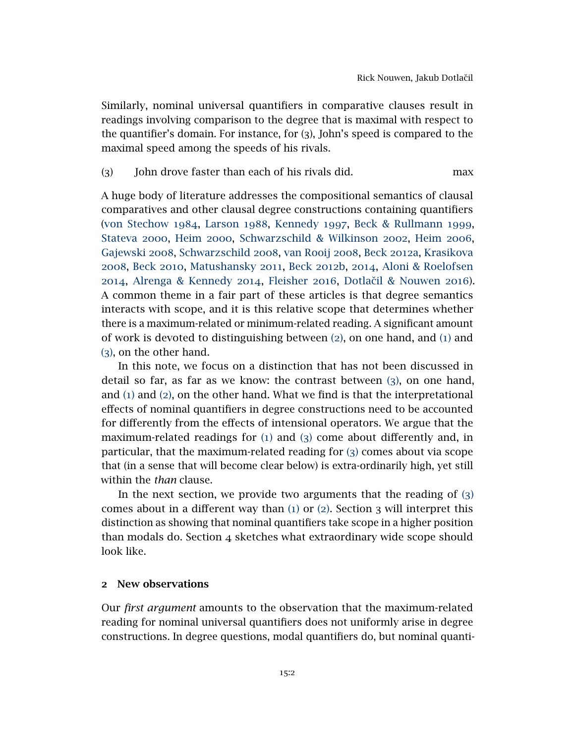Similarly, nominal universal quantifiers in comparative clauses result in readings involving comparison to the degree that is maximal with respect to the quantifier's domain. For instance, for (3), John's speed is compared to the maximal speed among the speeds of his rivals.

(3) John drove faster than each of his rivals did. max

A huge body of literature addresses the compositional semantics of clausal comparatives and other clausal degree constructions containing quantifiers (von Stechow 1984, Larson 1988, Kennedy 1997, Beck & Rullmann 1999, Stateva 2000, Heim 2000, Schwarzschild & Wilkinson 2002, Heim 2006, Gajewski 2008, Schwarzschild 2008, van Rooij 2008, Beck 2012a, Krasikova 2008, Beck 2010, Matushansky 2011, Beck 2012b, 2014, Aloni & Roelofsen 2014, Alrenga & Kennedy 2014, Fleisher 2016, Dotlačil & Nouwen 2016). A common theme in a fair part of these articles is that degree semantics interacts with scope, and it is this relative scope that determines whether there is a maximum-related or minimum-related reading. A significant amount of work is devoted to distinguishing between (2), on one hand, and (1) and (3), on the other hand.

In this note, we focus on a distinction that has not been discussed in detail so far, as far as we know: the contrast between (3), on one hand, and (1) and (2), on the other hand. What we find is that the interpretational effects of nominal quantifiers in degree constructions need to be accounted for differently from the effects of intensional operators. We argue that the maximum-related readings for (1) and (3) come about differently and, in particular, that the maximum-related reading for (3) comes about via scope that (in a sense that will become clear below) is extra-ordinarily high, yet still within the *than* clause.

In the next section, we provide two arguments that the reading of (3) comes about in a different way than (1) or (2). Section 3 will interpret this distinction as showing that nominal quantifiers take scope in a higher position than modals do. Section 4 sketches what extraordinary wide scope should look like.

## 2 New observations

Our *first argument* amounts to the observation that the maximum-related reading for nominal universal quantifiers does not uniformly arise in degree constructions. In degree questions, modal quantifiers do, but nominal quanti-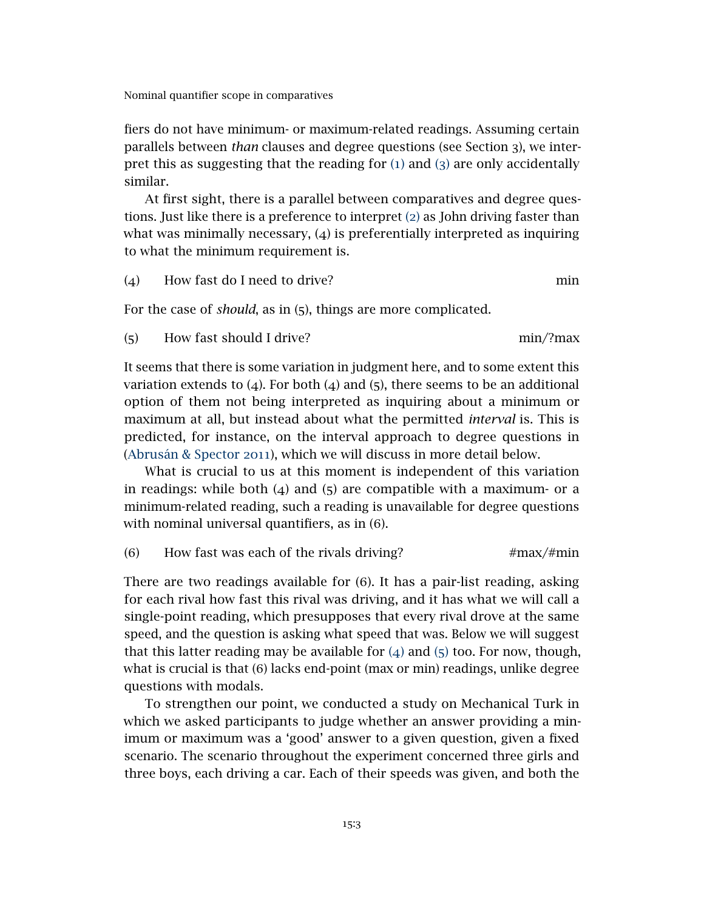fiers do not have minimum- or maximum-related readings. Assuming certain parallels between *than* clauses and degree questions (see Section 3), we interpret this as suggesting that the reading for (1) and (3) are only accidentally similar.

At first sight, there is a parallel between comparatives and degree questions. Just like there is a preference to interpret (2) as John driving faster than what was minimally necessary, (4) is preferentially interpreted as inquiring to what the minimum requirement is.

(4) How fast do I need to drive? min

For the case of *should*, as in (5), things are more complicated.

(5) How fast should I drive? min/?max

It seems that there is some variation in judgment here, and to some extent this variation extends to (4). For both (4) and (5), there seems to be an additional option of them not being interpreted as inquiring about a minimum or maximum at all, but instead about what the permitted *interval* is. This is predicted, for instance, on the interval approach to degree questions in (Abrusán & Spector 2011), which we will discuss in more detail below.

What is crucial to us at this moment is independent of this variation in readings: while both (4) and (5) are compatible with a maximum- or a minimum-related reading, such a reading is unavailable for degree questions with nominal universal quantifiers, as in (6).

(6) How fast was each of the rivals driving? #max/#min

There are two readings available for (6). It has a pair-list reading, asking for each rival how fast this rival was driving, and it has what we will call a single-point reading, which presupposes that every rival drove at the same speed, and the question is asking what speed that was. Below we will suggest that this latter reading may be available for (4) and (5) too. For now, though, what is crucial is that (6) lacks end-point (max or min) readings, unlike degree questions with modals.

To strengthen our point, we conducted a study on Mechanical Turk in which we asked participants to judge whether an answer providing a minimum or maximum was a 'good' answer to a given question, given a fixed scenario. The scenario throughout the experiment concerned three girls and three boys, each driving a car. Each of their speeds was given, and both the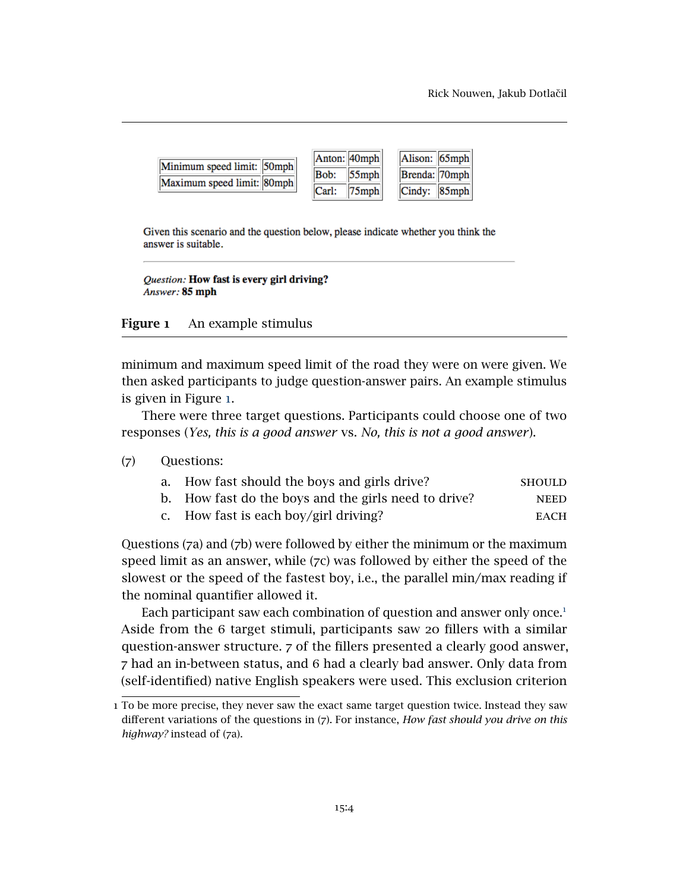| Minimum speed limit: | 50mph |
|---|---|
| Maximum speed limit: | 80mph |

| Anton: | 40mph |
|---|---|
| Bob: | 55mph |
| Carl: | 75mph |

| Alison: | 65mph |
|---|---|
| Brenda: | 70mph |
| Cindy: | 85mph |

Given this scenario and the question below, please indicate whether you think the answer is suitable.

*Question:* **How fast is every girl driving?**
*Answer:* **85 mph**

**Figure 1** An example stimulus

minimum and maximum speed limit of the road they were on were given. We then asked participants to judge question-answer pairs. An example stimulus is given in Figure 1.

There were three target questions. Participants could choose one of two responses (*Yes, this is a good answer* vs. *No, this is not a good answer*).

(7) Questions:

a. How fast should the boys and girls drive? SHOULD
b. How fast do the boys and the girls need to drive? NEED
c. How fast is each boy/girl driving? EACH

Questions (7a) and (7b) were followed by either the minimum or the maximum speed limit as an answer, while (7c) was followed by either the speed of the slowest or the speed of the fastest boy, i.e., the parallel min/max reading if the nominal quantifier allowed it.

Each participant saw each combination of question and answer only once.[1] Aside from the 6 target stimuli, participants saw 20 fillers with a similar question-answer structure. 7 of the fillers presented a clearly good answer, 7 had an in-between status, and 6 had a clearly bad answer. Only data from (self-identified) native English speakers were used. This exclusion criterion

1 To be more precise, they never saw the exact same target question twice. Instead they saw different variations of the questions in (7). For instance, *How fast should you drive on this highway?* instead of (7a).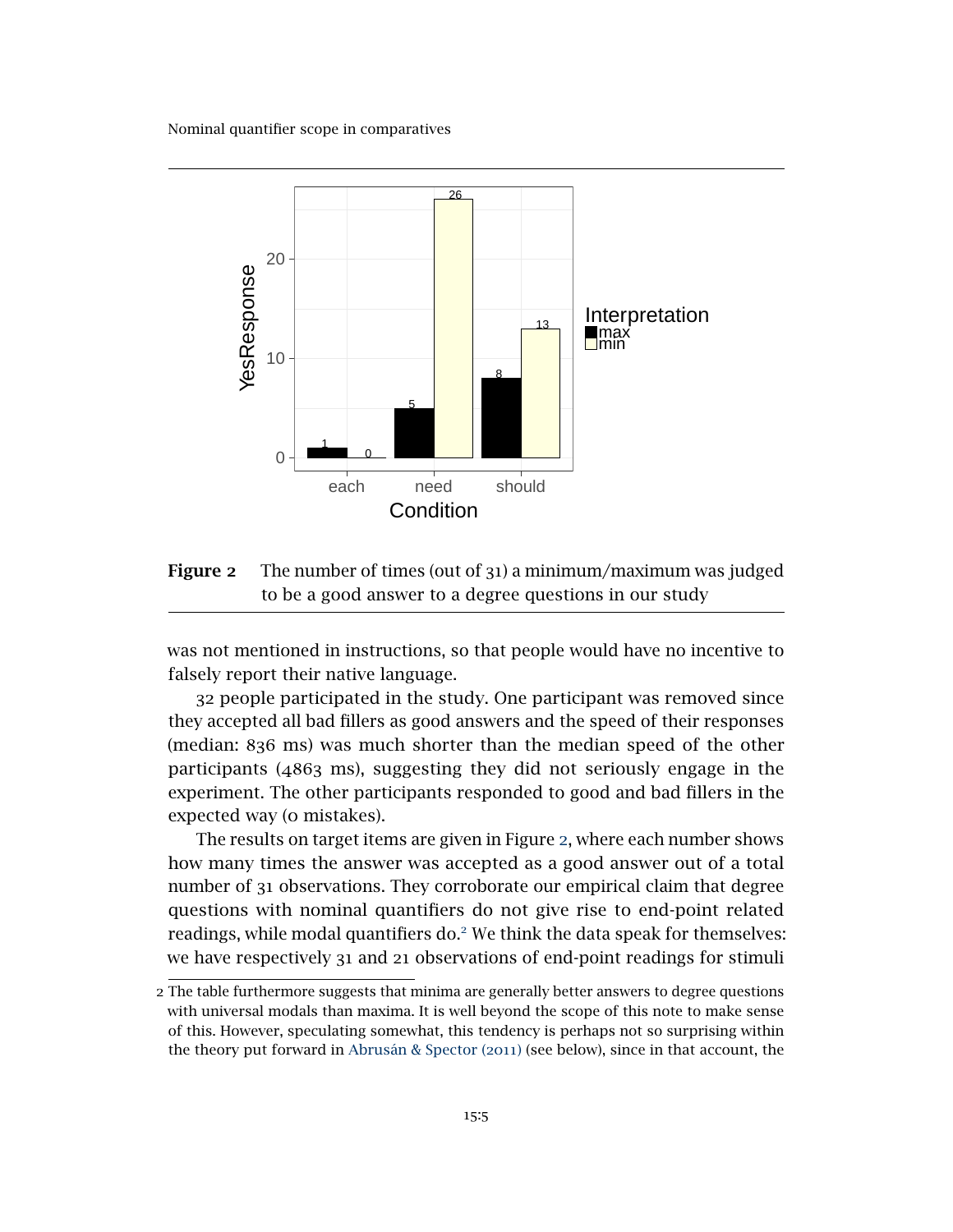**Figure 2** The number of times (out of 31) a minimum/maximum was judged to be a good answer to a degree questions in our study

was not mentioned in instructions, so that people would have no incentive to falsely report their native language.

32 people participated in the study. One participant was removed since they accepted all bad fillers as good answers and the speed of their responses (median: 836 ms) was much shorter than the median speed of the other participants (4863 ms), suggesting they did not seriously engage in the experiment. The other participants responded to good and bad fillers in the expected way (0 mistakes).

The results on target items are given in Figure 2, where each number shows how many times the answer was accepted as a good answer out of a total number of 31 observations. They corroborate our empirical claim that degree questions with nominal quantifiers do not give rise to end-point related readings, while modal quantifiers do.[2] We think the data speak for themselves: we have respectively 31 and 21 observations of end-point readings for stimuli

2 The table furthermore suggests that minima are generally better answers to degree questions with universal modals than maxima. It is well beyond the scope of this note to make sense of this. However, speculating somewhat, this tendency is perhaps not so surprising within the theory put forward in Abrusán & Spector (2011) (see below), since in that account, the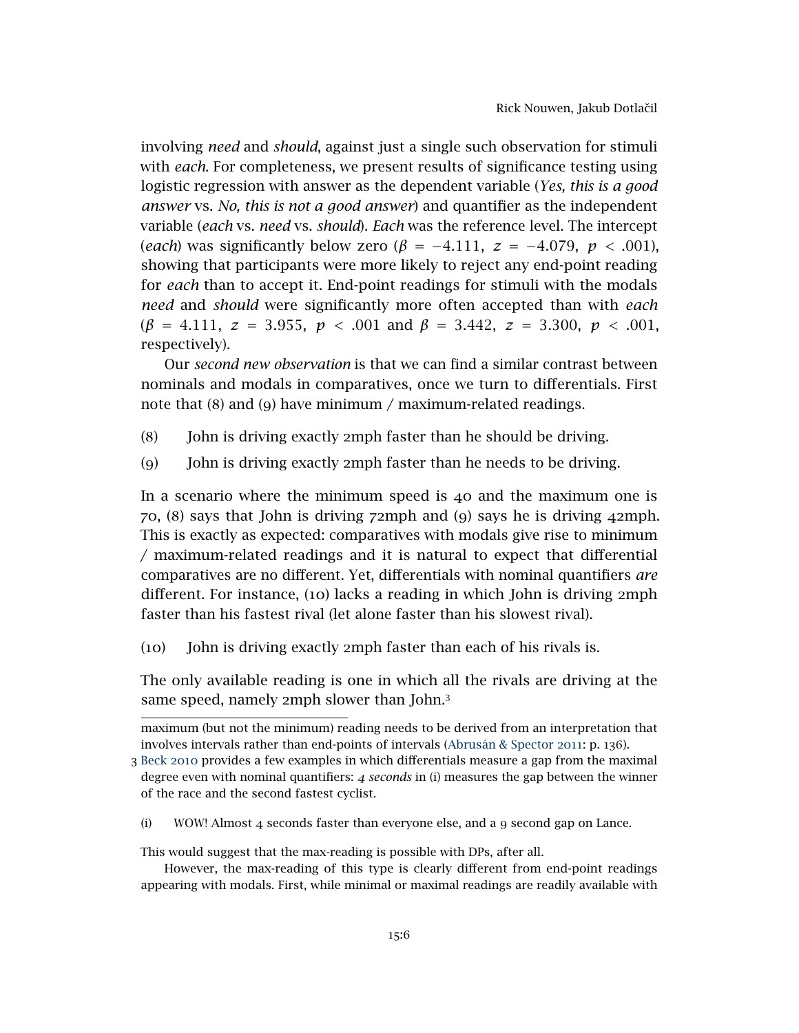involving *need* and *should*, against just a single such observation for stimuli with *each*. For completeness, we present results of significance testing using logistic regression with answer as the dependent variable (*Yes, this is a good answer* vs. *No, this is not a good answer*) and quantifier as the independent variable (*each* vs. *need* vs. *should*). *Each* was the reference level. The intercept (*each*) was significantly below zero ($\beta = -4.111$, $z = -4.079$, $p < .001$), showing that participants were more likely to reject any end-point reading for *each* than to accept it. End-point readings for stimuli with the modals *need* and *should* were significantly more often accepted than with *each* ($\beta = 4.111$, $z = 3.955$, $p < .001$ and $\beta = 3.442$, $z = 3.300$, $p < .001$, respectively).

Our *second new observation* is that we can find a similar contrast between nominals and modals in comparatives, once we turn to differentials. First note that (8) and (9) have minimum / maximum-related readings.

(8) John is driving exactly 2mph faster than he should be driving.

(9) John is driving exactly 2mph faster than he needs to be driving.

In a scenario where the minimum speed is 40 and the maximum one is 70, (8) says that John is driving 72mph and (9) says he is driving 42mph. This is exactly as expected: comparatives with modals give rise to minimum / maximum-related readings and it is natural to expect that differential comparatives are no different. Yet, differentials with nominal quantifiers *are* different. For instance, (10) lacks a reading in which John is driving 2mph faster than his fastest rival (let alone faster than his slowest rival).

(10) John is driving exactly 2mph faster than each of his rivals is.

The only available reading is one in which all the rivals are driving at the same speed, namely 2mph slower than John.[3]

---

maximum (but not the minimum) reading needs to be derived from an interpretation that involves intervals rather than end-points of intervals (Abrusán & Spector 2011: p. 136).

[3] Beck 2010 provides a few examples in which differentials measure a gap from the maximal degree even with nominal quantifiers: *4 seconds* in (i) measures the gap between the winner of the race and the second fastest cyclist.

(i) WOW! Almost 4 seconds faster than everyone else, and a 9 second gap on Lance.

This would suggest that the max-reading is possible with DPs, after all.

However, the max-reading of this type is clearly different from end-point readings appearing with modals. First, while minimal or maximal readings are readily available with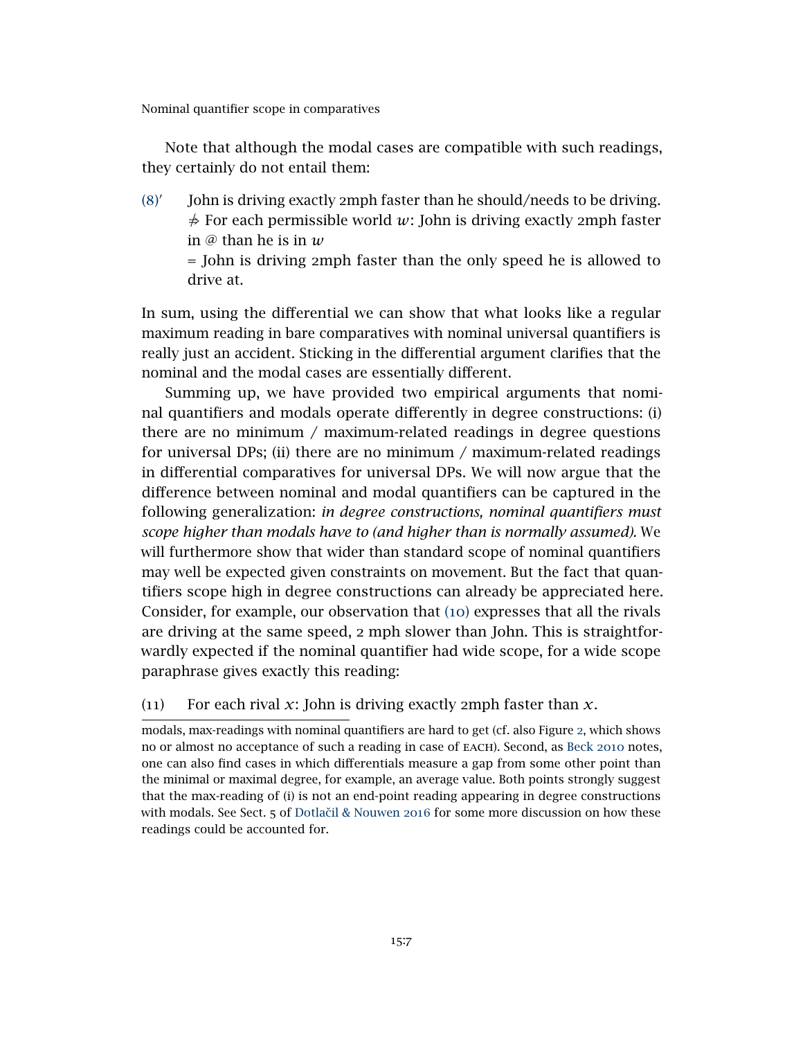Note that although the modal cases are compatible with such readings, they certainly do not entail them:

(8)′ John is driving exactly 2mph faster than he should/needs to be driving.
$\nRightarrow$ For each permissible world $w$: John is driving exactly 2mph faster in @ than he is in $w$
= John is driving 2mph faster than the only speed he is allowed to drive at.

In sum, using the differential we can show that what looks like a regular maximum reading in bare comparatives with nominal universal quantifiers is really just an accident. Sticking in the differential argument clarifies that the nominal and the modal cases are essentially different.

Summing up, we have provided two empirical arguments that nominal quantifiers and modals operate differently in degree constructions: (i) there are no minimum / maximum-related readings in degree questions for universal DPs; (ii) there are no minimum / maximum-related readings in differential comparatives for universal DPs. We will now argue that the difference between nominal and modal quantifiers can be captured in the following generalization: *in degree constructions, nominal quantifiers must scope higher than modals have to (and higher than is normally assumed).* We will furthermore show that wider than standard scope of nominal quantifiers may well be expected given constraints on movement. But the fact that quantifiers scope high in degree constructions can already be appreciated here. Consider, for example, our observation that (10) expresses that all the rivals are driving at the same speed, 2 mph slower than John. This is straightforwardly expected if the nominal quantifier had wide scope, for a wide scope paraphrase gives exactly this reading:

(11) For each rival $x$: John is driving exactly 2mph faster than $x$.

---

modals, max-readings with nominal quantifiers are hard to get (cf. also Figure 2, which shows no or almost no acceptance of such a reading in case of EACH). Second, as Beck 2010 notes, one can also find cases in which differentials measure a gap from some other point than the minimal or maximal degree, for example, an average value. Both points strongly suggest that the max-reading of (i) is not an end-point reading appearing in degree constructions with modals. See Sect. 5 of Dotlačil & Nouwen 2016 for some more discussion on how these readings could be accounted for.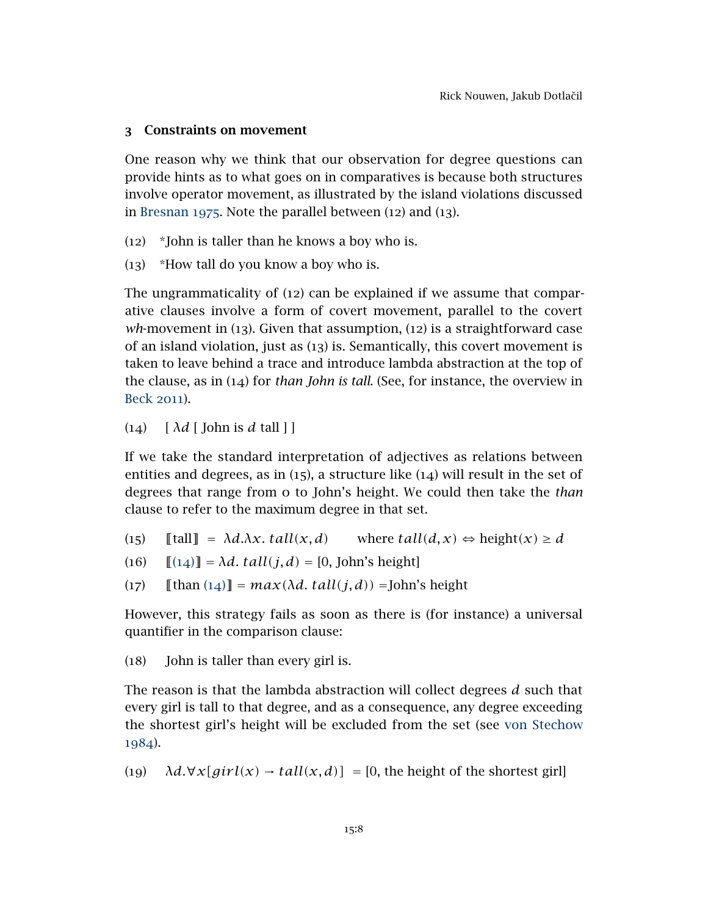## 3 Constraints on movement

One reason why we think that our observation for degree questions can provide hints as to what goes on in comparatives is because both structures involve operator movement, as illustrated by the island violations discussed in Bresnan 1975. Note the parallel between (12) and (13).

(12) *John is taller than he knows a boy who is.

(13) *How tall do you know a boy who is.

The ungrammaticality of (12) can be explained if we assume that comparative clauses involve a form of covert movement, parallel to the covert *wh*-movement in (13). Given that assumption, (12) is a straightforward case of an island violation, just as (13) is. Semantically, this covert movement is taken to leave behind a trace and introduce lambda abstraction at the top of the clause, as in (14) for *than John is tall*. (See, for instance, the overview in Beck 2011).

(14) [ $\lambda d$ [ John is $d$ tall ] ]

If we take the standard interpretation of adjectives as relations between entities and degrees, as in (15), a structure like (14) will result in the set of degrees that range from 0 to John's height. We could then take the *than* clause to refer to the maximum degree in that set.

(15) $[\![\text{tall}]\!] = \lambda d.\lambda x.\, tall(x, d)$ where $tall(d, x) \Leftrightarrow \text{height}(x) \geq d$

(16) $[\![(14)]\!] = \lambda d.\, tall(j, d) = [0, \text{John's height}]$

(17) $[\![\text{than } (14)]\!] = max(\lambda d.\, tall(j, d)) = \text{John's height}$

However, this strategy fails as soon as there is (for instance) a universal quantifier in the comparison clause:

(18) John is taller than every girl is.

The reason is that the lambda abstraction will collect degrees $d$ such that every girl is tall to that degree, and as a consequence, any degree exceeding the shortest girl's height will be excluded from the set (see von Stechow 1984).

(19) $\lambda d.\forall x[girl(x) \rightarrow tall(x, d)] = [0, \text{the height of the shortest girl}]$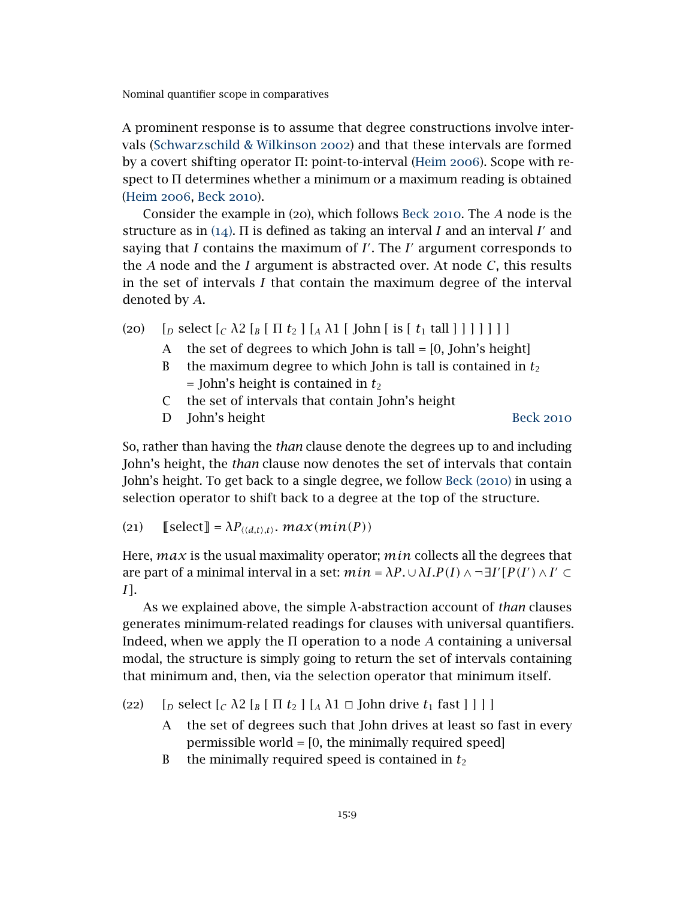A prominent response is to assume that degree constructions involve intervals (Schwarzschild & Wilkinson 2002) and that these intervals are formed by a covert shifting operator Π: point-to-interval (Heim 2006). Scope with respect to Π determines whether a minimum or a maximum reading is obtained (Heim 2006, Beck 2010).

Consider the example in (20), which follows Beck 2010. The *A* node is the structure as in (14). Π is defined as taking an interval *I* and an interval *I′* and saying that *I* contains the maximum of *I′*. The *I′* argument corresponds to the *A* node and the *I* argument is abstracted over. At node *C*, this results in the set of intervals *I* that contain the maximum degree of the interval denoted by *A*.

(20) $[_D$ select $[_C$ λ2 $[_B$ [ Π $t_2$ ] $[_A$ λ1 [ John [ is [ $t_1$ tall ] ] ] ] ] ] ]

- A the set of degrees to which John is tall = [0, John's height]
- B the maximum degree to which John is tall is contained in $t_2$ = John's height is contained in $t_2$
- C the set of intervals that contain John's height
- D John's height — Beck 2010

So, rather than having the *than* clause denote the degrees up to and including John's height, the *than* clause now denotes the set of intervals that contain John's height. To get back to a single degree, we follow Beck (2010) in using a selection operator to shift back to a degree at the top of the structure.

(21) $[\![\text{select}]\!] = \lambda P_{\langle\langle d,t\rangle,t\rangle}.\ max(min(P))$

Here, $max$ is the usual maximality operator; $min$ collects all the degrees that are part of a minimal interval in a set: $min = \lambda P. \cup \lambda I. P(I) \wedge \neg\exists I'[P(I') \wedge I' \subset I]$.

As we explained above, the simple λ-abstraction account of *than* clauses generates minimum-related readings for clauses with universal quantifiers. Indeed, when we apply the Π operation to a node *A* containing a universal modal, the structure is simply going to return the set of intervals containing that minimum and, then, via the selection operator that minimum itself.

(22) $[_D$ select $[_C$ λ2 $[_B$ [ Π $t_2$ ] $[_A$ λ1 □ John drive $t_1$ fast ] ] ] ]

- A the set of degrees such that John drives at least so fast in every permissible world = [0, the minimally required speed]
- B the minimally required speed is contained in $t_2$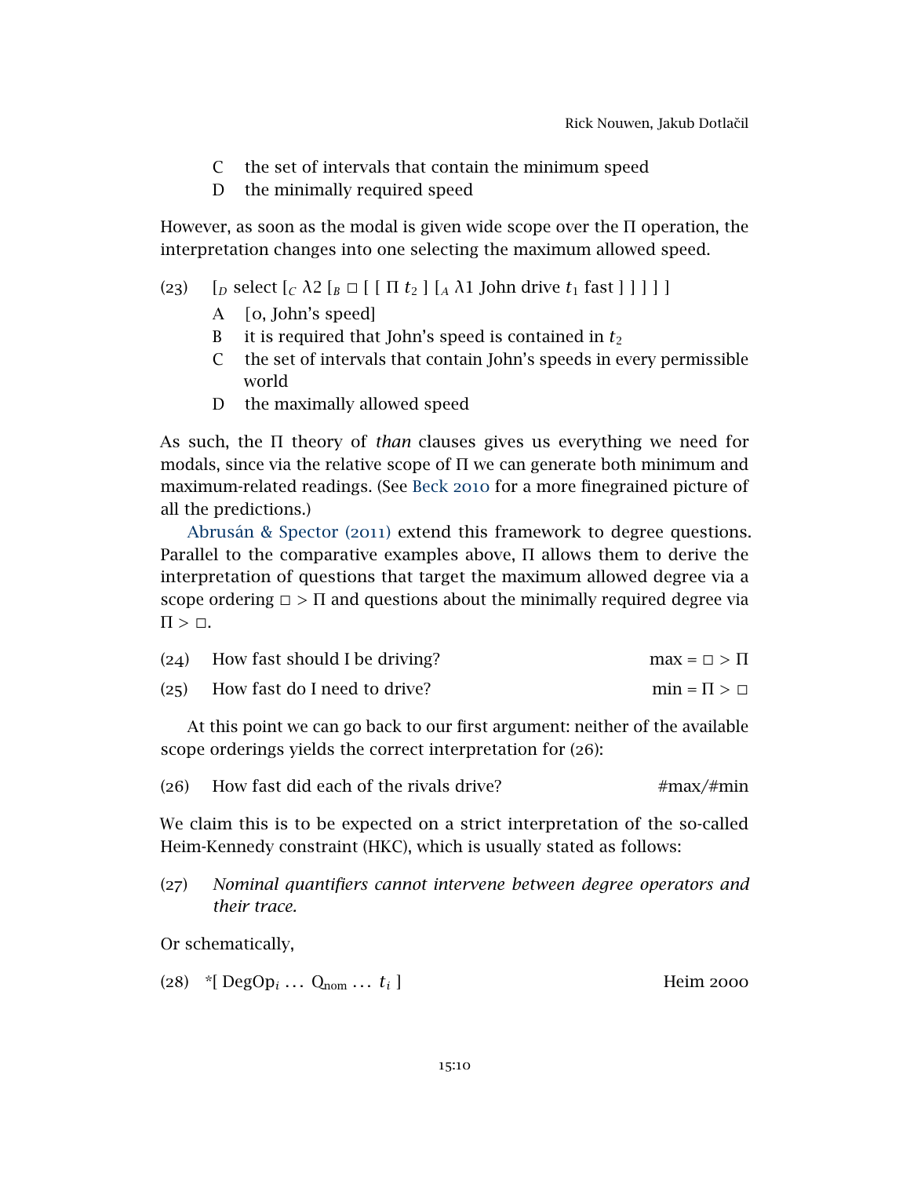C the set of intervals that contain the minimum speed

D the minimally required speed

However, as soon as the modal is given wide scope over the Π operation, the interpretation changes into one selecting the maximum allowed speed.

(23) $[_D$ select $[_C$ $\lambda 2$ $[_B$ $\Box$ [ [ Π $t_2$ ] $[_A$ $\lambda 1$ John drive $t_1$ fast ] ] ] ] ]

A [0, John's speed]

B it is required that John's speed is contained in $t_2$

C the set of intervals that contain John's speeds in every permissible world

D the maximally allowed speed

As such, the Π theory of *than* clauses gives us everything we need for modals, since via the relative scope of Π we can generate both minimum and maximum-related readings. (See Beck 2010 for a more finegrained picture of all the predictions.)

Abrusán & Spector (2011) extend this framework to degree questions. Parallel to the comparative examples above, Π allows them to derive the interpretation of questions that target the maximum allowed degree via a scope ordering $\Box > \Pi$ and questions about the minimally required degree via $\Pi > \Box$.

(24) How fast should I be driving? max = $\Box > \Pi$

(25) How fast do I need to drive? min = $\Pi > \Box$

At this point we can go back to our first argument: neither of the available scope orderings yields the correct interpretation for (26):

(26) How fast did each of the rivals drive? #max/#min

We claim this is to be expected on a strict interpretation of the so-called Heim-Kennedy constraint (HKC), which is usually stated as follows:

(27) *Nominal quantifiers cannot intervene between degree operators and their trace.*

Or schematically,

(28) *[ $\text{DegOp}_i \ldots \text{Q}_{\text{nom}} \ldots t_i$ ] Heim 2000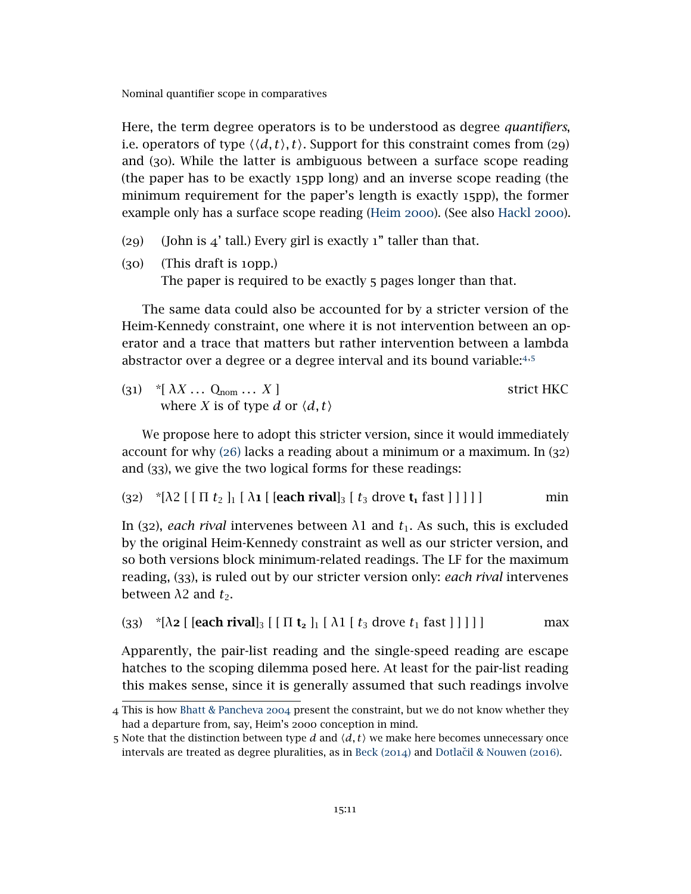Here, the term degree operators is to be understood as degree *quantifiers*, i.e. operators of type $\langle\langle d,t\rangle,t\rangle$. Support for this constraint comes from (29) and (30). While the latter is ambiguous between a surface scope reading (the paper has to be exactly 15pp long) and an inverse scope reading (the minimum requirement for the paper's length is exactly 15pp), the former example only has a surface scope reading (Heim 2000). (See also Hackl 2000).

(29) (John is 4' tall.) Every girl is exactly 1" taller than that.

(30) (This draft is 10pp.)
The paper is required to be exactly 5 pages longer than that.

The same data could also be accounted for by a stricter version of the Heim-Kennedy constraint, one where it is not intervention between an operator and a trace that matters but rather intervention between a lambda abstractor over a degree or a degree interval and its bound variable:[4,5]

(31) $*[\ \lambda X \ldots\ \mathrm{Q}_{\mathrm{nom}} \ldots\ X\ ]$ strict HKC
where $X$ is of type $d$ or $\langle d,t\rangle$

We propose here to adopt this stricter version, since it would immediately account for why (26) lacks a reading about a minimum or a maximum. In (32) and (33), we give the two logical forms for these readings:

(32) $*[\lambda 2\ [\ [\ \Pi\ t_2\ ]_1\ [\ \boldsymbol{\lambda 1}\ [\ [$**each rival**$]_3\ [\ t_3$ drove $\mathbf{t_1}$ fast $]\ ]\ ]\ ]\ ]$ min

In (32), *each rival* intervenes between $\lambda 1$ and $t_1$. As such, this is excluded by the original Heim-Kennedy constraint as well as our stricter version, and so both versions block minimum-related readings. The LF for the maximum reading, (33), is ruled out by our stricter version only: *each rival* intervenes between $\lambda 2$ and $t_2$.

(33) $*[\boldsymbol{\lambda 2}\ [\ [$**each rival**$]_3\ [\ [\ \Pi\ \mathbf{t_2}\ ]_1\ [\ \lambda 1\ [\ t_3$ drove $t_1$ fast $]\ ]\ ]\ ]\ ]$ max

Apparently, the pair-list reading and the single-speed reading are escape hatches to the scoping dilemma posed here. At least for the pair-list reading this makes sense, since it is generally assumed that such readings involve

---

4 This is how Bhatt & Pancheva 2004 present the constraint, but we do not know whether they had a departure from, say, Heim's 2000 conception in mind.

5 Note that the distinction between type $d$ and $\langle d,t\rangle$ we make here becomes unnecessary once intervals are treated as degree pluralities, as in Beck (2014) and Dotlačil & Nouwen (2016).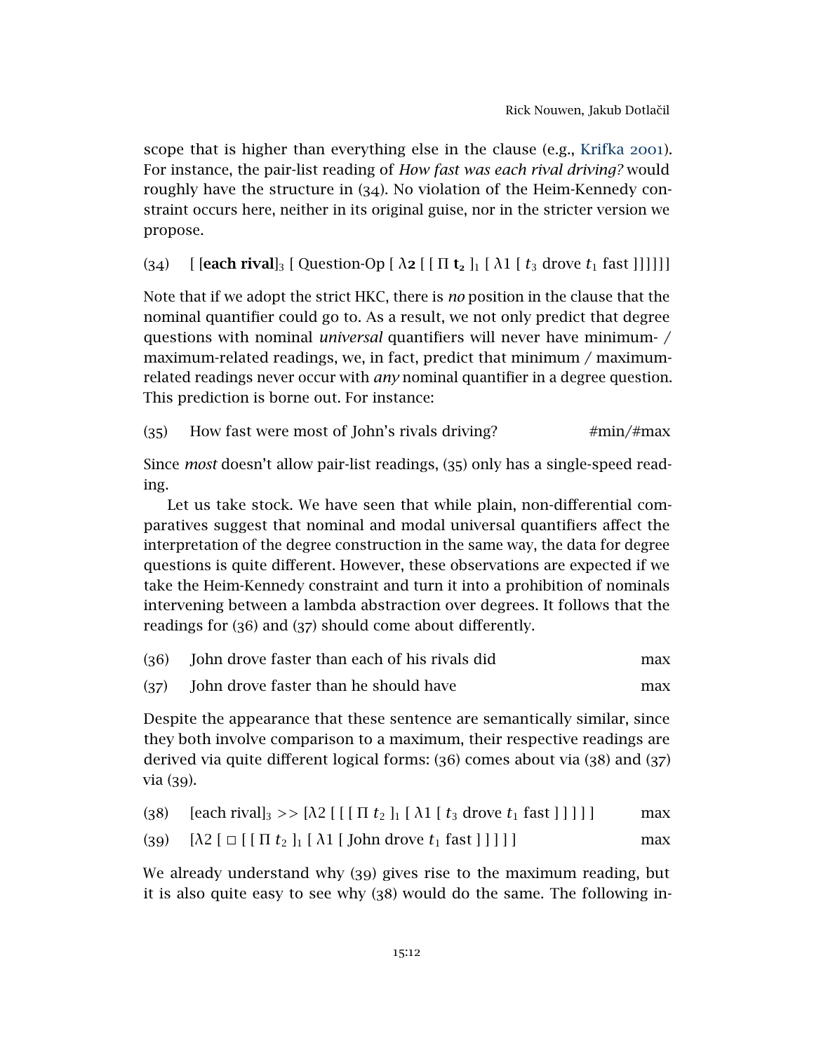scope that is higher than everything else in the clause (e.g., Krifka 2001). For instance, the pair-list reading of *How fast was each rival driving?* would roughly have the structure in (34). No violation of the Heim-Kennedy constraint occurs here, neither in its original guise, nor in the stricter version we propose.

(34) [ [**each rival**]$_3$ [ Question-Op [ $\lambda$**2** [ [ $\Pi$ $\mathbf{t_2}$ ]$_1$ [ $\lambda$1 [ $t_3$ drove $t_1$ fast ]]]]]]

Note that if we adopt the strict HKC, there is *no* position in the clause that the nominal quantifier could go to. As a result, we not only predict that degree questions with nominal *universal* quantifiers will never have minimum- / maximum-related readings, we, in fact, predict that minimum / maximum-related readings never occur with *any* nominal quantifier in a degree question. This prediction is borne out. For instance:

(35) How fast were most of John's rivals driving? #min/#max

Since *most* doesn't allow pair-list readings, (35) only has a single-speed reading.

Let us take stock. We have seen that while plain, non-differential comparatives suggest that nominal and modal universal quantifiers affect the interpretation of the degree construction in the same way, the data for degree questions is quite different. However, these observations are expected if we take the Heim-Kennedy constraint and turn it into a prohibition of nominals intervening between a lambda abstraction over degrees. It follows that the readings for (36) and (37) should come about differently.

(36) John drove faster than each of his rivals did max

(37) John drove faster than he should have max

Despite the appearance that these sentence are semantically similar, since they both involve comparison to a maximum, their respective readings are derived via quite different logical forms: (36) comes about via (38) and (37) via (39).

(38) [each rival]$_3$ >> [$\lambda$2 [ [ [ $\Pi$ $t_2$ ]$_1$ [ $\lambda$1 [ $t_3$ drove $t_1$ fast ] ] ] ] ] max

(39) [$\lambda$2 [ $\Box$ [ [ $\Pi$ $t_2$ ]$_1$ [ $\lambda$1 [ John drove $t_1$ fast ] ] ] ] ] max

We already understand why (39) gives rise to the maximum reading, but it is also quite easy to see why (38) would do the same. The following in-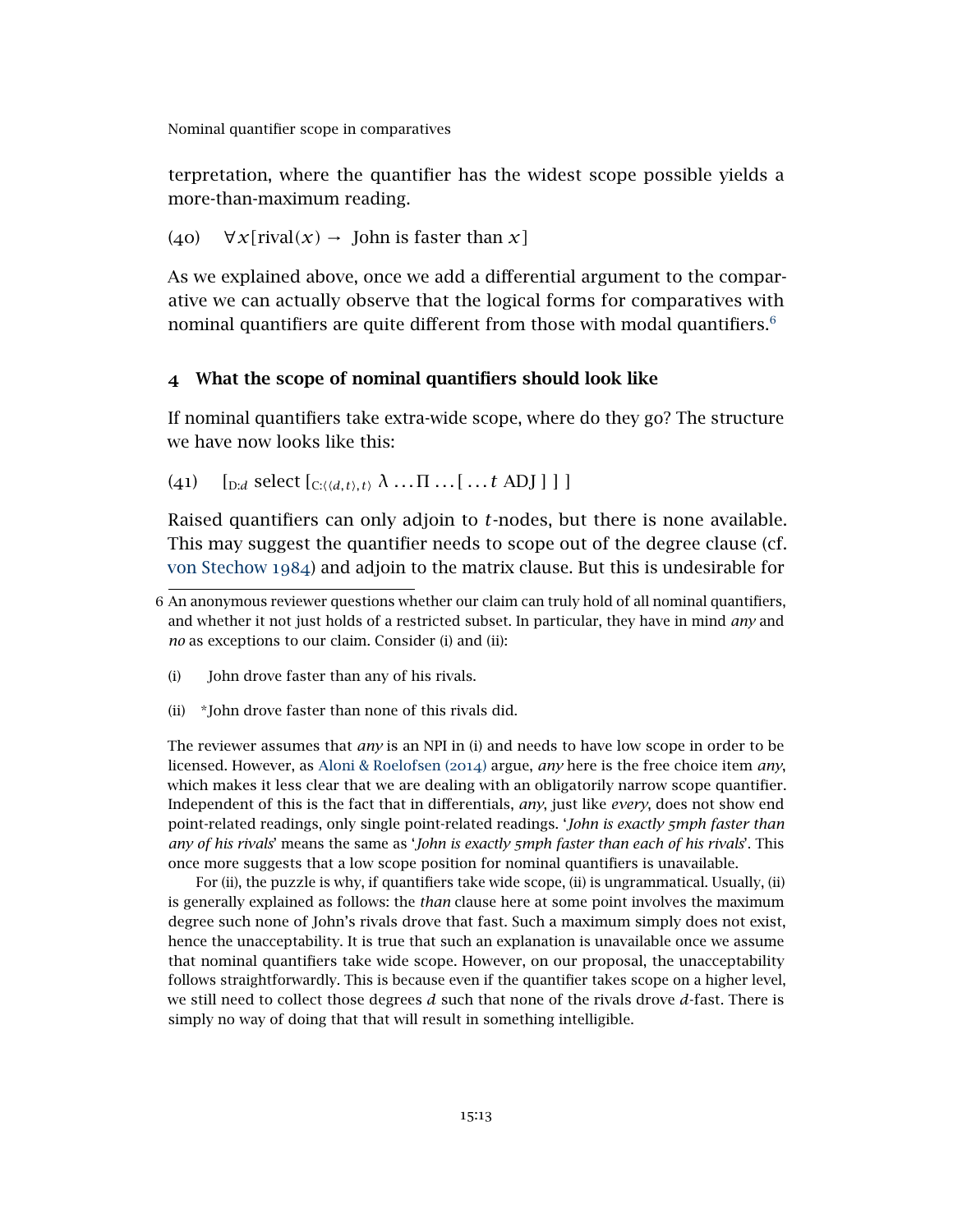terpretation, where the quantifier has the widest scope possible yields a more-than-maximum reading.

(40) $\forall x[\text{rival}(x) \rightarrow$ John is faster than $x]$

As we explained above, once we add a differential argument to the comparative we can actually observe that the logical forms for comparatives with nominal quantifiers are quite different from those with modal quantifiers.[6]

## 4 What the scope of nominal quantifiers should look like

If nominal quantifiers take extra-wide scope, where do they go? The structure we have now looks like this:

(41) $[_{\text{D}:d}$ select $[_{\text{C}:\langle\langle d,t\rangle,t\rangle}\ \lambda \ldots \Pi \ldots [\ldots t$ ADJ $]\ ]\ ]$

Raised quantifiers can only adjoin to $t$-nodes, but there is none available. This may suggest the quantifier needs to scope out of the degree clause (cf. von Stechow 1984) and adjoin to the matrix clause. But this is undesirable for

---

6 An anonymous reviewer questions whether our claim can truly hold of all nominal quantifiers, and whether it not just holds of a restricted subset. In particular, they have in mind *any* and *no* as exceptions to our claim. Consider (i) and (ii):

(i) John drove faster than any of his rivals.

(ii) *John drove faster than none of this rivals did.

The reviewer assumes that *any* is an NPI in (i) and needs to have low scope in order to be licensed. However, as Aloni & Roelofsen (2014) argue, *any* here is the free choice item *any*, which makes it less clear that we are dealing with an obligatorily narrow scope quantifier. Independent of this is the fact that in differentials, *any*, just like *every*, does not show end point-related readings, only single point-related readings. '*John is exactly 5mph faster than any of his rivals*' means the same as '*John is exactly 5mph faster than each of his rivals*'. This once more suggests that a low scope position for nominal quantifiers is unavailable.

For (ii), the puzzle is why, if quantifiers take wide scope, (ii) is ungrammatical. Usually, (ii) is generally explained as follows: the *than* clause here at some point involves the maximum degree such none of John's rivals drove that fast. Such a maximum simply does not exist, hence the unacceptability. It is true that such an explanation is unavailable once we assume that nominal quantifiers take wide scope. However, on our proposal, the unacceptability follows straightforwardly. This is because even if the quantifier takes scope on a higher level, we still need to collect those degrees $d$ such that none of the rivals drove $d$-fast. There is simply no way of doing that that will result in something intelligible.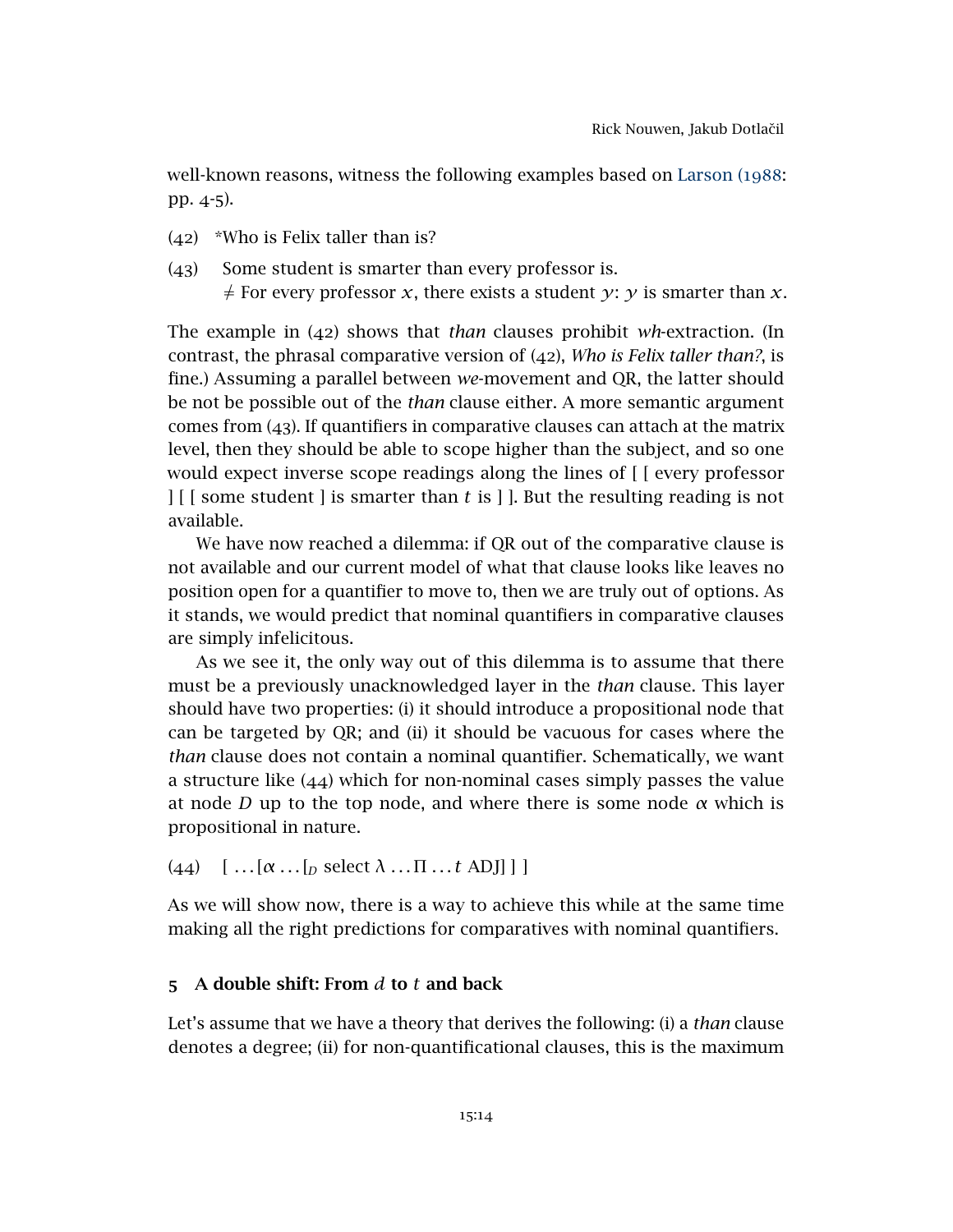well-known reasons, witness the following examples based on Larson (1988: pp. 4-5).

(42) *Who is Felix taller than is?

(43) Some student is smarter than every professor is.
$\neq$ For every professor $x$, there exists a student $y$: $y$ is smarter than $x$.

The example in (42) shows that *than* clauses prohibit *wh*-extraction. (In contrast, the phrasal comparative version of (42), *Who is Felix taller than?*, is fine.) Assuming a parallel between *we*-movement and QR, the latter should be not be possible out of the *than* clause either. A more semantic argument comes from (43). If quantifiers in comparative clauses can attach at the matrix level, then they should be able to scope higher than the subject, and so one would expect inverse scope readings along the lines of [ [ every professor ] [ [ some student ] is smarter than $t$ is ] ]. But the resulting reading is not available.

We have now reached a dilemma: if QR out of the comparative clause is not available and our current model of what that clause looks like leaves no position open for a quantifier to move to, then we are truly out of options. As it stands, we would predict that nominal quantifiers in comparative clauses are simply infelicitous.

As we see it, the only way out of this dilemma is to assume that there must be a previously unacknowledged layer in the *than* clause. This layer should have two properties: (i) it should introduce a propositional node that can be targeted by QR; and (ii) it should be vacuous for cases where the *than* clause does not contain a nominal quantifier. Schematically, we want a structure like (44) which for non-nominal cases simply passes the value at node $D$ up to the top node, and where there is some node $\alpha$ which is propositional in nature.

(44) $[\ldots[\alpha \ldots [_D \text{ select } \lambda \ldots \Pi \ldots t \text{ ADJ}]\ ]\ ]$

As we will show now, there is a way to achieve this while at the same time making all the right predictions for comparatives with nominal quantifiers.

## 5 A double shift: From $d$ to $t$ and back

Let's assume that we have a theory that derives the following: (i) a *than* clause denotes a degree; (ii) for non-quantificational clauses, this is the maximum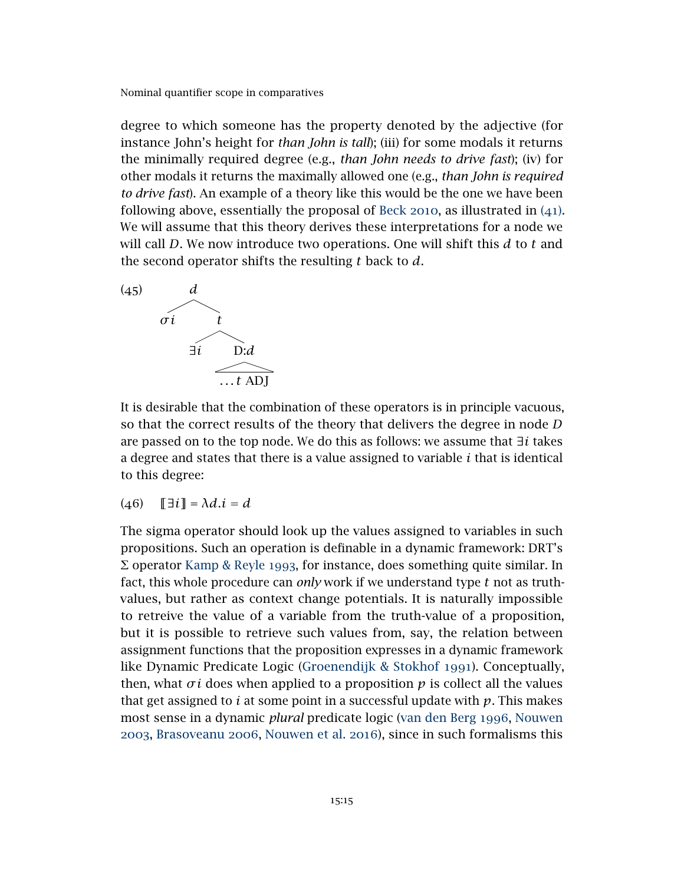degree to which someone has the property denoted by the adjective (for instance John's height for *than John is tall*); (iii) for some modals it returns the minimally required degree (e.g., *than John needs to drive fast*); (iv) for other modals it returns the maximally allowed one (e.g., *than John is required to drive fast*). An example of a theory like this would be the one we have been following above, essentially the proposal of Beck 2010, as illustrated in (41). We will assume that this theory derives these interpretations for a node we will call $D$. We now introduce two operations. One will shift this $d$ to $t$ and the second operator shifts the resulting $t$ back to $d$.

(45)
```
        d
       / \
     σi   t
         / \
       ∃i   D:d
             /\
          ... t ADJ
```

It is desirable that the combination of these operators is in principle vacuous, so that the correct results of the theory that delivers the degree in node $D$ are passed on to the top node. We do this as follows: we assume that $\exists i$ takes a degree and states that there is a value assigned to variable $i$ that is identical to this degree:

(46) $[\![\exists i]\!] = \lambda d. i = d$

The sigma operator should look up the values assigned to variables in such propositions. Such an operation is definable in a dynamic framework: DRT's $\Sigma$ operator Kamp & Reyle 1993, for instance, does something quite similar. In fact, this whole procedure can *only* work if we understand type $t$ not as truth-values, but rather as context change potentials. It is naturally impossible to retreive the value of a variable from the truth-value of a proposition, but it is possible to retrieve such values from, say, the relation between assignment functions that the proposition expresses in a dynamic framework like Dynamic Predicate Logic (Groenendijk & Stokhof 1991). Conceptually, then, what $\sigma i$ does when applied to a proposition $p$ is collect all the values that get assigned to $i$ at some point in a successful update with $p$. This makes most sense in a dynamic *plural* predicate logic (van den Berg 1996, Nouwen 2003, Brasoveanu 2006, Nouwen et al. 2016), since in such formalisms this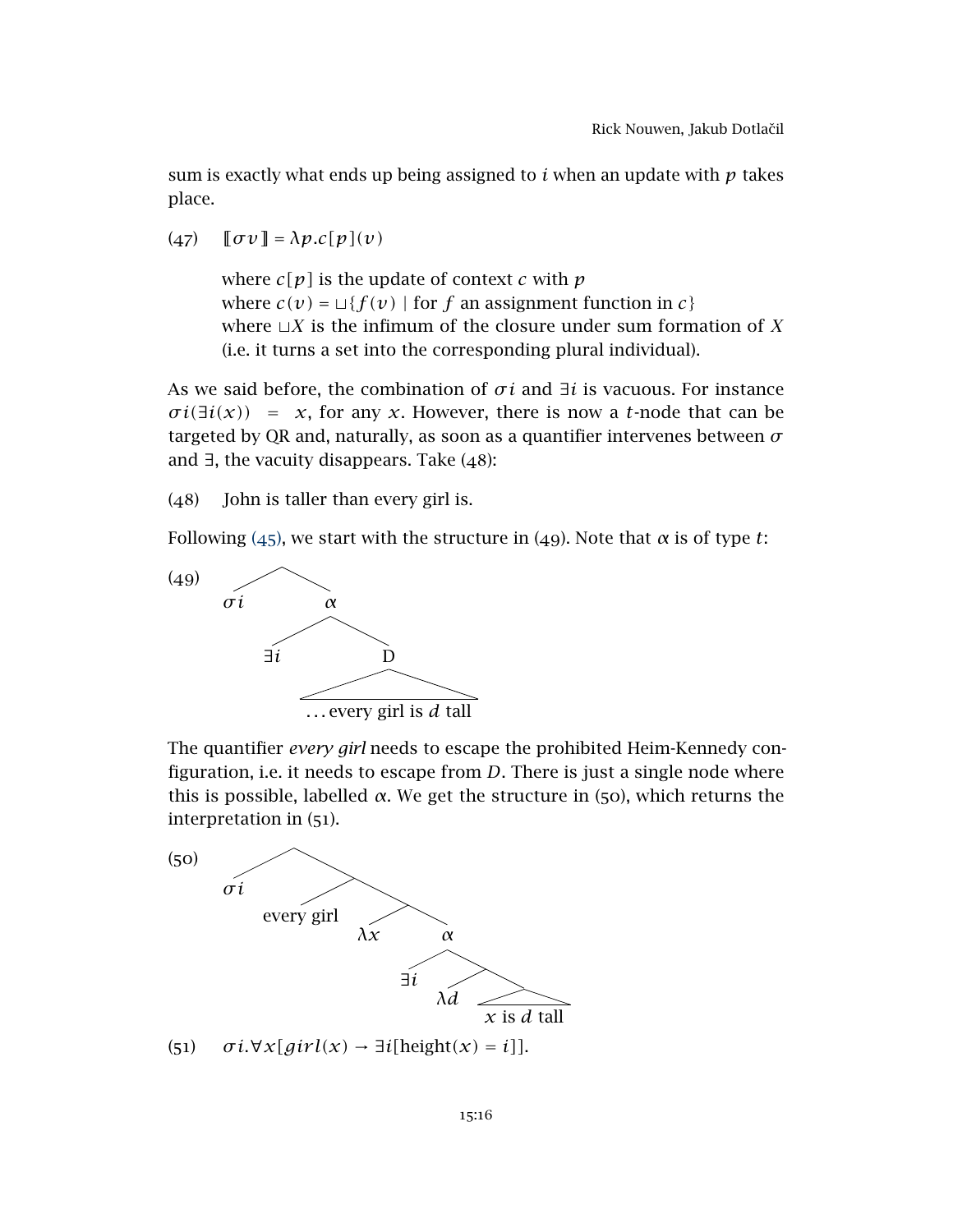sum is exactly what ends up being assigned to $i$ when an update with $p$ takes place.

(47) $[\![\sigma v]\!] = \lambda p.c[p](v)$

where $c[p]$ is the update of context $c$ with $p$
where $c(v) = \sqcup\{f(v) \mid \text{for } f \text{ an assignment function in } c\}$
where $\sqcup X$ is the infimum of the closure under sum formation of $X$ (i.e. it turns a set into the corresponding plural individual).

As we said before, the combination of $\sigma i$ and $\exists i$ is vacuous. For instance $\sigma i(\exists i(x)) = x$, for any $x$. However, there is now a $t$-node that can be targeted by QR and, naturally, as soon as a quantifier intervenes between $\sigma$ and $\exists$, the vacuity disappears. Take (48):

(48) John is taller than every girl is.

Following (45), we start with the structure in (49). Note that $\alpha$ is of type $t$:

(49) [ $\sigma i$ [$_\alpha$ $\exists i$ [$_D$ … every girl is $d$ tall ] ] ]

The quantifier *every girl* needs to escape the prohibited Heim-Kennedy configuration, i.e. it needs to escape from $D$. There is just a single node where this is possible, labelled $\alpha$. We get the structure in (50), which returns the interpretation in (51).

(50) [ $\sigma i$ [ every girl [ $\lambda x$ [$_\alpha$ $\exists i$ [ $\lambda d$ [ $x$ is $d$ tall ] ] ] ] ] ]

(51) $\sigma i.\forall x[girl(x) \rightarrow \exists i[\text{height}(x) = i]]$.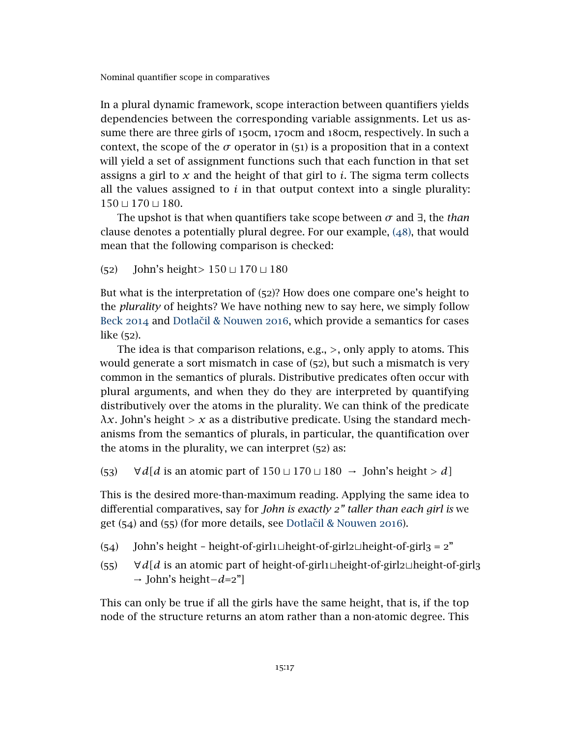In a plural dynamic framework, scope interaction between quantifiers yields dependencies between the corresponding variable assignments. Let us assume there are three girls of 150cm, 170cm and 180cm, respectively. In such a context, the scope of the $\sigma$ operator in (51) is a proposition that in a context will yield a set of assignment functions such that each function in that set assigns a girl to $x$ and the height of that girl to $i$. The sigma term collects all the values assigned to $i$ in that output context into a single plurality: $150 \sqcup 170 \sqcup 180$.

The upshot is that when quantifiers take scope between $\sigma$ and $\exists$, the *than* clause denotes a potentially plural degree. For our example, (48), that would mean that the following comparison is checked:

(52) John's height$> 150 \sqcup 170 \sqcup 180$

But what is the interpretation of (52)? How does one compare one's height to the *plurality* of heights? We have nothing new to say here, we simply follow Beck 2014 and Dotlačil & Nouwen 2016, which provide a semantics for cases like (52).

The idea is that comparison relations, e.g., $>$, only apply to atoms. This would generate a sort mismatch in case of (52), but such a mismatch is very common in the semantics of plurals. Distributive predicates often occur with plural arguments, and when they do they are interpreted by quantifying distributively over the atoms in the plurality. We can think of the predicate $\lambda x$. John's height $> x$ as a distributive predicate. Using the standard mechanisms from the semantics of plurals, in particular, the quantification over the atoms in the plurality, we can interpret (52) as:

(53) $\forall d[d$ is an atomic part of $150 \sqcup 170 \sqcup 180 \;\rightarrow\;$ John's height $> d]$

This is the desired more-than-maximum reading. Applying the same idea to differential comparatives, say for *John is exactly 2" taller than each girl is* we get (54) and (55) (for more details, see Dotlačil & Nouwen 2016).

(54) John's height – height-of-girl1$\sqcup$height-of-girl2$\sqcup$height-of-girl3 = 2"

(55) $\forall d[d$ is an atomic part of height-of-girl1$\sqcup$height-of-girl2$\sqcup$height-of-girl3 $\rightarrow$ John's height$-d$=2"]

This can only be true if all the girls have the same height, that is, if the top node of the structure returns an atom rather than a non-atomic degree. This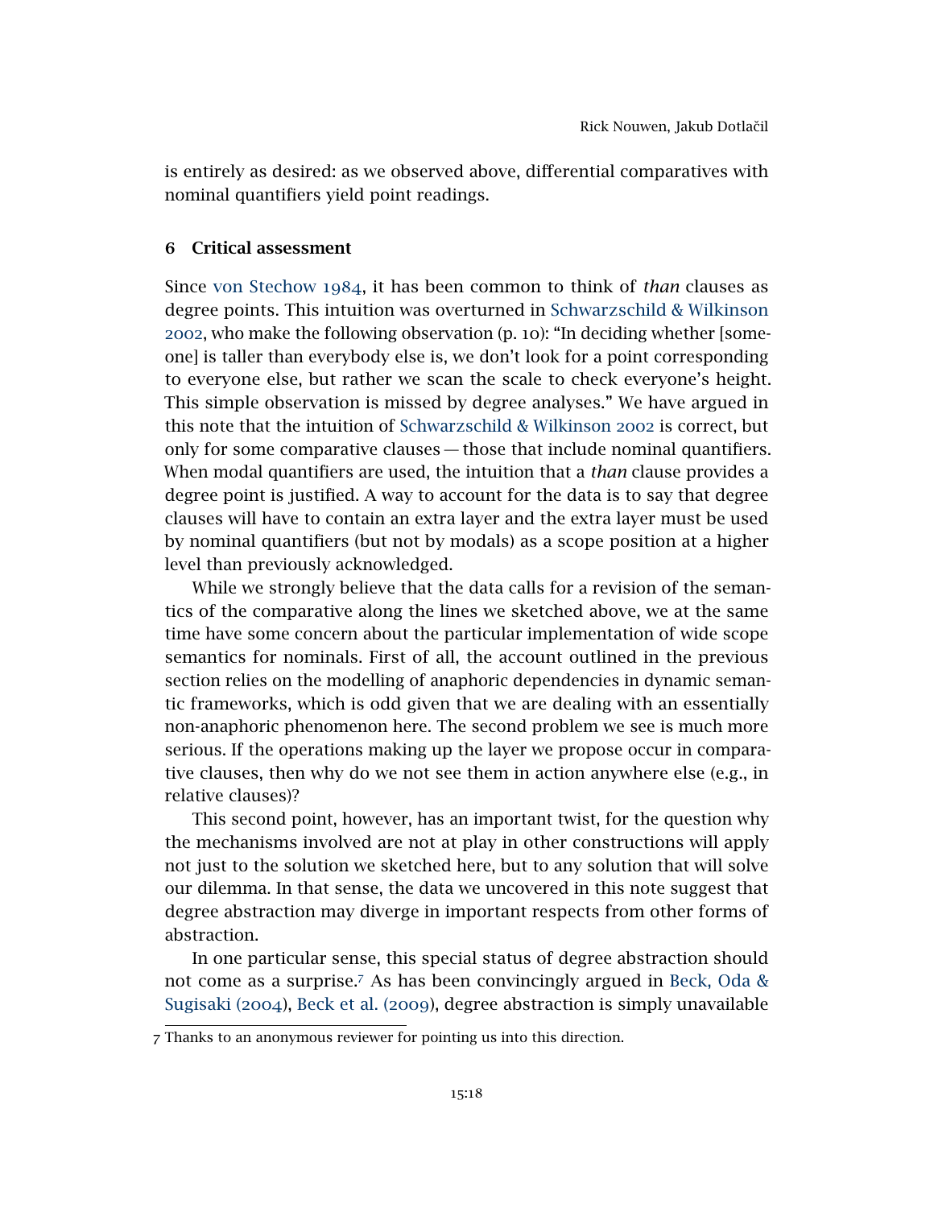is entirely as desired: as we observed above, differential comparatives with nominal quantifiers yield point readings.

## 6 Critical assessment

Since von Stechow 1984, it has been common to think of *than* clauses as degree points. This intuition was overturned in Schwarzschild & Wilkinson 2002, who make the following observation (p. 10): "In deciding whether [someone] is taller than everybody else is, we don't look for a point corresponding to everyone else, but rather we scan the scale to check everyone's height. This simple observation is missed by degree analyses." We have argued in this note that the intuition of Schwarzschild & Wilkinson 2002 is correct, but only for some comparative clauses — those that include nominal quantifiers. When modal quantifiers are used, the intuition that a *than* clause provides a degree point is justified. A way to account for the data is to say that degree clauses will have to contain an extra layer and the extra layer must be used by nominal quantifiers (but not by modals) as a scope position at a higher level than previously acknowledged.

While we strongly believe that the data calls for a revision of the semantics of the comparative along the lines we sketched above, we at the same time have some concern about the particular implementation of wide scope semantics for nominals. First of all, the account outlined in the previous section relies on the modelling of anaphoric dependencies in dynamic semantic frameworks, which is odd given that we are dealing with an essentially non-anaphoric phenomenon here. The second problem we see is much more serious. If the operations making up the layer we propose occur in comparative clauses, then why do we not see them in action anywhere else (e.g., in relative clauses)?

This second point, however, has an important twist, for the question why the mechanisms involved are not at play in other constructions will apply not just to the solution we sketched here, but to any solution that will solve our dilemma. In that sense, the data we uncovered in this note suggest that degree abstraction may diverge in important respects from other forms of abstraction.

In one particular sense, this special status of degree abstraction should not come as a surprise.[7] As has been convincingly argued in Beck, Oda & Sugisaki (2004), Beck et al. (2009), degree abstraction is simply unavailable

7 Thanks to an anonymous reviewer for pointing us into this direction.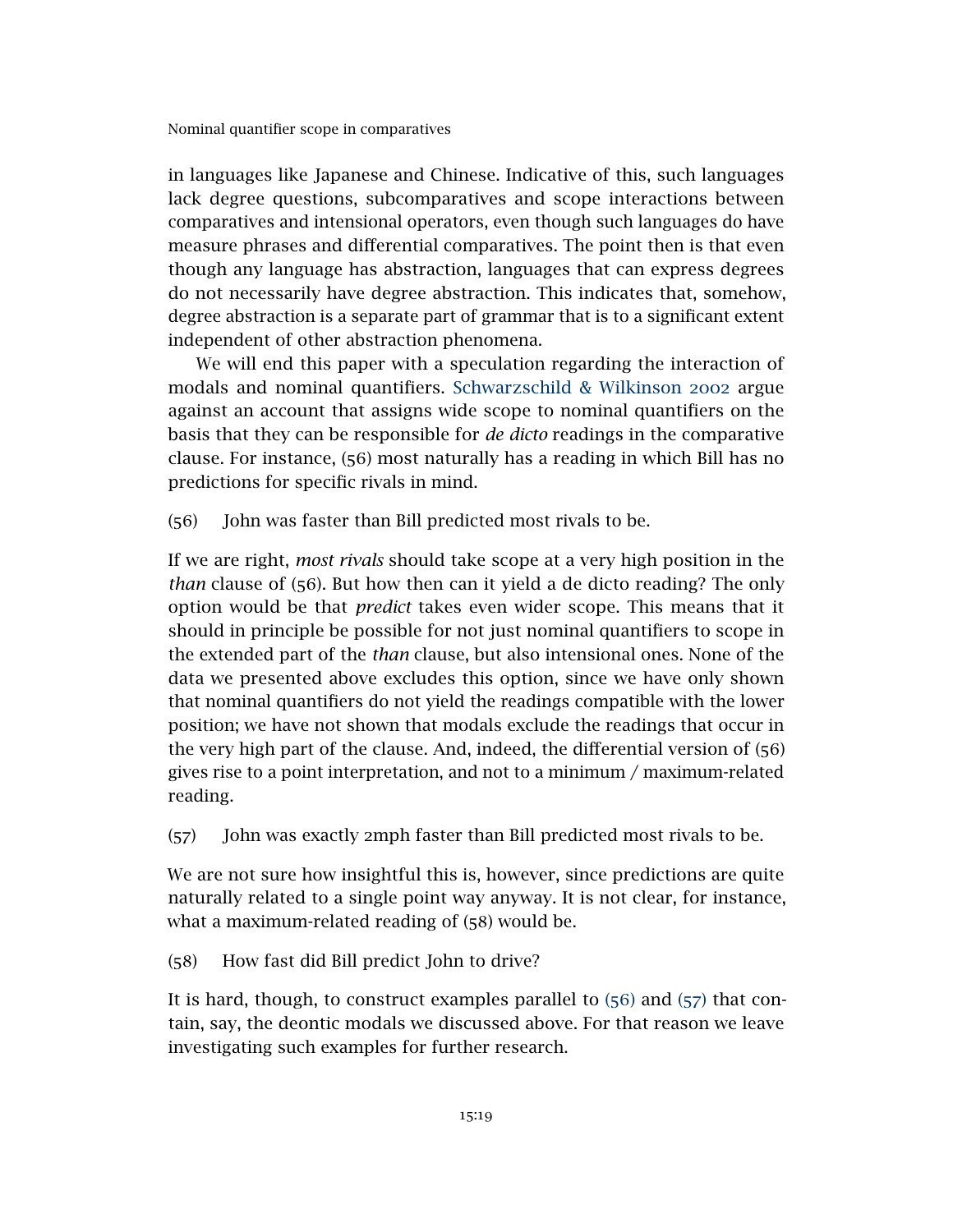in languages like Japanese and Chinese. Indicative of this, such languages lack degree questions, subcomparatives and scope interactions between comparatives and intensional operators, even though such languages do have measure phrases and differential comparatives. The point then is that even though any language has abstraction, languages that can express degrees do not necessarily have degree abstraction. This indicates that, somehow, degree abstraction is a separate part of grammar that is to a significant extent independent of other abstraction phenomena.

We will end this paper with a speculation regarding the interaction of modals and nominal quantifiers. Schwarzschild & Wilkinson 2002 argue against an account that assigns wide scope to nominal quantifiers on the basis that they can be responsible for *de dicto* readings in the comparative clause. For instance, (56) most naturally has a reading in which Bill has no predictions for specific rivals in mind.

(56) John was faster than Bill predicted most rivals to be.

If we are right, *most rivals* should take scope at a very high position in the *than* clause of (56). But how then can it yield a de dicto reading? The only option would be that *predict* takes even wider scope. This means that it should in principle be possible for not just nominal quantifiers to scope in the extended part of the *than* clause, but also intensional ones. None of the data we presented above excludes this option, since we have only shown that nominal quantifiers do not yield the readings compatible with the lower position; we have not shown that modals exclude the readings that occur in the very high part of the clause. And, indeed, the differential version of (56) gives rise to a point interpretation, and not to a minimum / maximum-related reading.

(57) John was exactly 2mph faster than Bill predicted most rivals to be.

We are not sure how insightful this is, however, since predictions are quite naturally related to a single point way anyway. It is not clear, for instance, what a maximum-related reading of (58) would be.

(58) How fast did Bill predict John to drive?

It is hard, though, to construct examples parallel to (56) and (57) that contain, say, the deontic modals we discussed above. For that reason we leave investigating such examples for further research.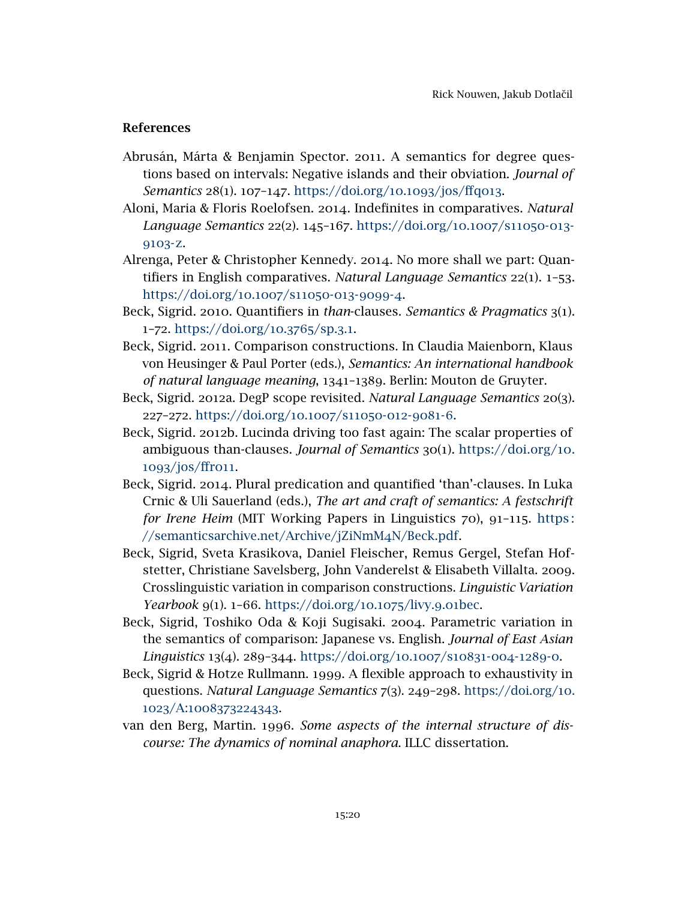## References

Abrusán, Márta & Benjamin Spector. 2011. A semantics for degree questions based on intervals: Negative islands and their obviation. *Journal of Semantics* 28(1). 107–147. https://doi.org/10.1093/jos/ffq013.

Aloni, Maria & Floris Roelofsen. 2014. Indefinites in comparatives. *Natural Language Semantics* 22(2). 145–167. https://doi.org/10.1007/s11050-013-9103-z.

Alrenga, Peter & Christopher Kennedy. 2014. No more shall we part: Quantifiers in English comparatives. *Natural Language Semantics* 22(1). 1–53. https://doi.org/10.1007/s11050-013-9099-4.

Beck, Sigrid. 2010. Quantifiers in *than*-clauses. *Semantics & Pragmatics* 3(1). 1–72. https://doi.org/10.3765/sp.3.1.

Beck, Sigrid. 2011. Comparison constructions. In Claudia Maienborn, Klaus von Heusinger & Paul Porter (eds.), *Semantics: An international handbook of natural language meaning*, 1341–1389. Berlin: Mouton de Gruyter.

Beck, Sigrid. 2012a. DegP scope revisited. *Natural Language Semantics* 20(3). 227–272. https://doi.org/10.1007/s11050-012-9081-6.

Beck, Sigrid. 2012b. Lucinda driving too fast again: The scalar properties of ambiguous than-clauses. *Journal of Semantics* 30(1). https://doi.org/10.1093/jos/ffr011.

Beck, Sigrid. 2014. Plural predication and quantified 'than'-clauses. In Luka Crnic & Uli Sauerland (eds.), *The art and craft of semantics: A festschrift for Irene Heim* (MIT Working Papers in Linguistics 70), 91–115. https://semanticsarchive.net/Archive/jZiNmM4N/Beck.pdf.

Beck, Sigrid, Sveta Krasikova, Daniel Fleischer, Remus Gergel, Stefan Hofstetter, Christiane Savelsberg, John Vanderelst & Elisabeth Villalta. 2009. Crosslinguistic variation in comparison constructions. *Linguistic Variation Yearbook* 9(1). 1–66. https://doi.org/10.1075/livy.9.01bec.

Beck, Sigrid, Toshiko Oda & Koji Sugisaki. 2004. Parametric variation in the semantics of comparison: Japanese vs. English. *Journal of East Asian Linguistics* 13(4). 289–344. https://doi.org/10.1007/s10831-004-1289-0.

Beck, Sigrid & Hotze Rullmann. 1999. A flexible approach to exhaustivity in questions. *Natural Language Semantics* 7(3). 249–298. https://doi.org/10.1023/A:1008373224343.

van den Berg, Martin. 1996. *Some aspects of the internal structure of discourse: The dynamics of nominal anaphora*. ILLC dissertation.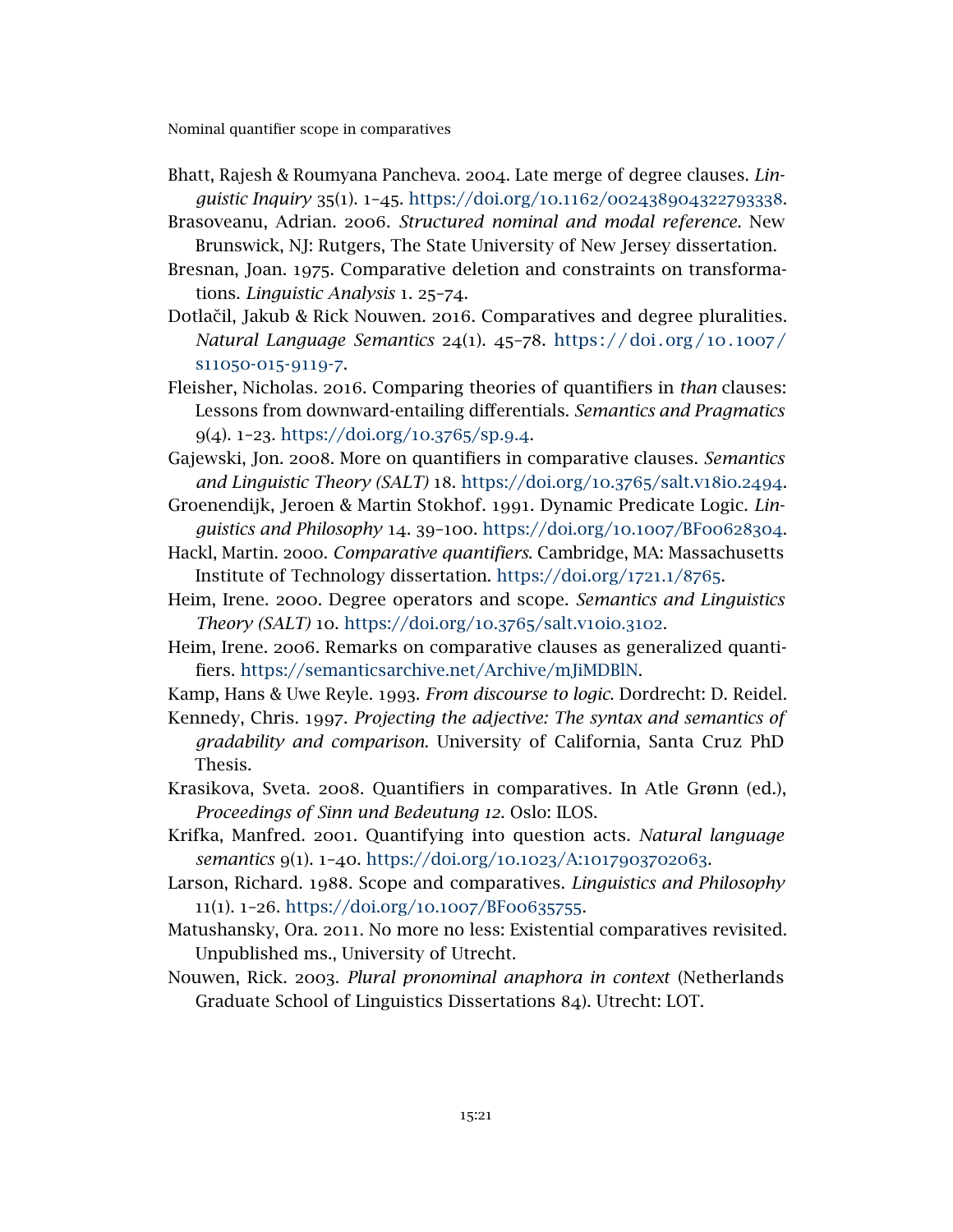Bhatt, Rajesh & Roumyana Pancheva. 2004. Late merge of degree clauses. *Linguistic Inquiry* 35(1). 1–45. https://doi.org/10.1162/002438904322793338.

Brasoveanu, Adrian. 2006. *Structured nominal and modal reference*. New Brunswick, NJ: Rutgers, The State University of New Jersey dissertation.

Bresnan, Joan. 1975. Comparative deletion and constraints on transformations. *Linguistic Analysis* 1. 25–74.

Dotlačil, Jakub & Rick Nouwen. 2016. Comparatives and degree pluralities. *Natural Language Semantics* 24(1). 45–78. https://doi.org/10.1007/s11050-015-9119-7.

Fleisher, Nicholas. 2016. Comparing theories of quantifiers in *than* clauses: Lessons from downward-entailing differentials. *Semantics and Pragmatics* 9(4). 1–23. https://doi.org/10.3765/sp.9.4.

Gajewski, Jon. 2008. More on quantifiers in comparative clauses. *Semantics and Linguistic Theory (SALT)* 18. https://doi.org/10.3765/salt.v18i0.2494.

Groenendijk, Jeroen & Martin Stokhof. 1991. Dynamic Predicate Logic. *Linguistics and Philosophy* 14. 39–100. https://doi.org/10.1007/BF00628304.

Hackl, Martin. 2000. *Comparative quantifiers*. Cambridge, MA: Massachusetts Institute of Technology dissertation. https://doi.org/1721.1/8765.

Heim, Irene. 2000. Degree operators and scope. *Semantics and Linguistics Theory (SALT)* 10. https://doi.org/10.3765/salt.v10i0.3102.

Heim, Irene. 2006. Remarks on comparative clauses as generalized quantifiers. https://semanticsarchive.net/Archive/mJiMDBlN.

Kamp, Hans & Uwe Reyle. 1993. *From discourse to logic*. Dordrecht: D. Reidel.

Kennedy, Chris. 1997. *Projecting the adjective: The syntax and semantics of gradability and comparison*. University of California, Santa Cruz PhD Thesis.

Krasikova, Sveta. 2008. Quantifiers in comparatives. In Atle Grønn (ed.), *Proceedings of Sinn und Bedeutung 12*. Oslo: ILOS.

Krifka, Manfred. 2001. Quantifying into question acts. *Natural language semantics* 9(1). 1–40. https://doi.org/10.1023/A:1017903702063.

Larson, Richard. 1988. Scope and comparatives. *Linguistics and Philosophy* 11(1). 1–26. https://doi.org/10.1007/BF00635755.

Matushansky, Ora. 2011. No more no less: Existential comparatives revisited. Unpublished ms., University of Utrecht.

Nouwen, Rick. 2003. *Plural pronominal anaphora in context* (Netherlands Graduate School of Linguistics Dissertations 84). Utrecht: LOT.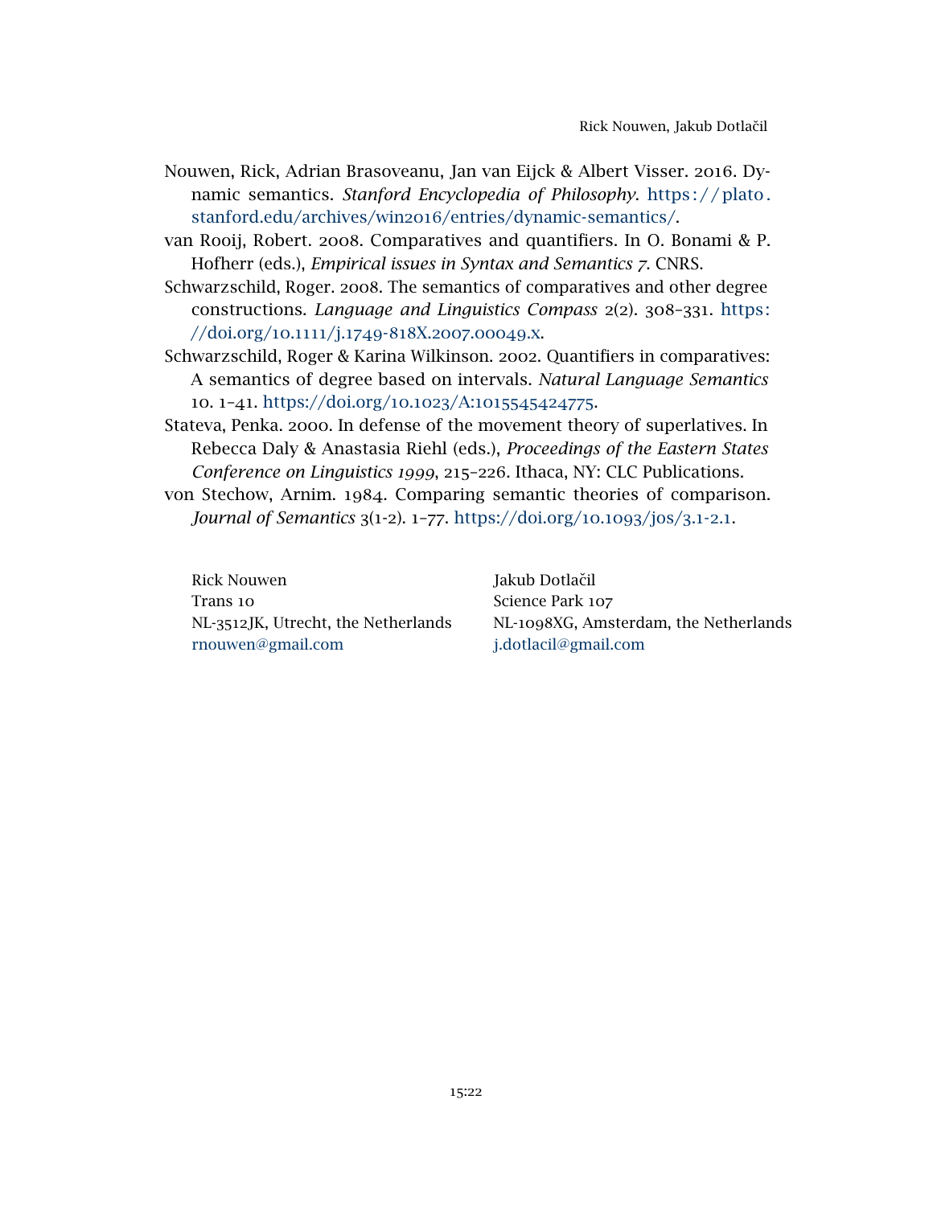Nouwen, Rick, Adrian Brasoveanu, Jan van Eijck & Albert Visser. 2016. Dynamic semantics. *Stanford Encyclopedia of Philosophy*. https://plato.stanford.edu/archives/win2016/entries/dynamic-semantics/.

van Rooij, Robert. 2008. Comparatives and quantifiers. In O. Bonami & P. Hofherr (eds.), *Empirical issues in Syntax and Semantics 7*. CNRS.

Schwarzschild, Roger. 2008. The semantics of comparatives and other degree constructions. *Language and Linguistics Compass* 2(2). 308–331. https://doi.org/10.1111/j.1749-818X.2007.00049.x.

Schwarzschild, Roger & Karina Wilkinson. 2002. Quantifiers in comparatives: A semantics of degree based on intervals. *Natural Language Semantics* 10. 1–41. https://doi.org/10.1023/A:1015545424775.

Stateva, Penka. 2000. In defense of the movement theory of superlatives. In Rebecca Daly & Anastasia Riehl (eds.), *Proceedings of the Eastern States Conference on Linguistics 1999*, 215–226. Ithaca, NY: CLC Publications.

von Stechow, Arnim. 1984. Comparing semantic theories of comparison. *Journal of Semantics* 3(1-2). 1–77. https://doi.org/10.1093/jos/3.1-2.1.

Rick Nouwen
Trans 10
NL-3512JK, Utrecht, the Netherlands
rnouwen@gmail.com

Jakub Dotlačil
Science Park 107
NL-1098XG, Amsterdam, the Netherlands
j.dotlacil@gmail.com